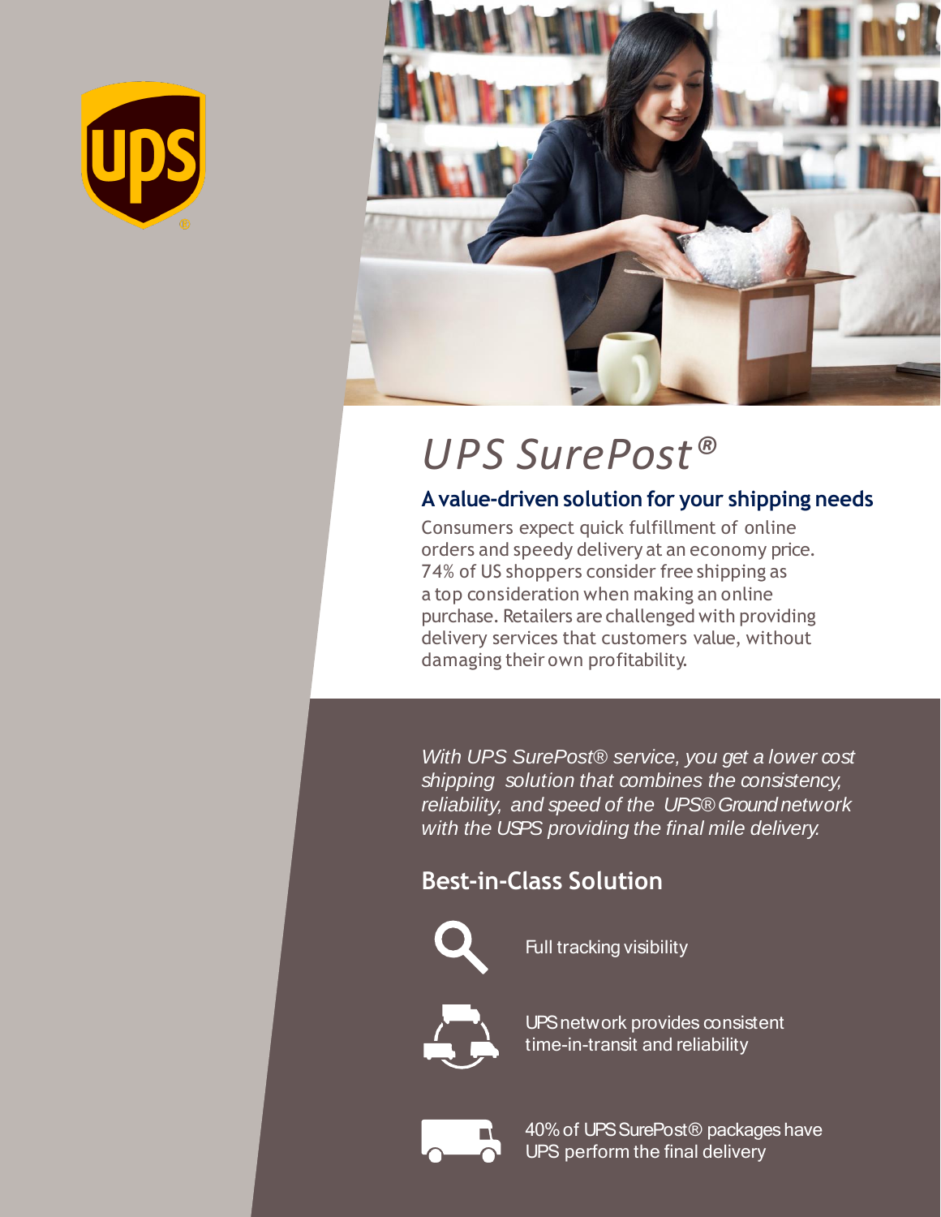# *UPS SurePost®*

## A value-driven solution for your shipping needs

Consumers expect quick fulfillment of online orders and speedy delivery at an economy price. 74% of US shoppers consider free shipping as a top consideration when making an online purchase. Retailers are challenged with providing delivery services that customers value, without damaging their own profitability.

*With UPS SurePost® service, you get a lower cost shipping solution that combines the consistency, reliability, and speed of the UPS® Ground network with the USPS providing the final mile delivery.*

## Best-in-Class Solution

- Full tracking visibility
- UPS network provides consistent time-in-transit and reliability
- 40% of UPS SurePost® packages have UPS perform the final delivery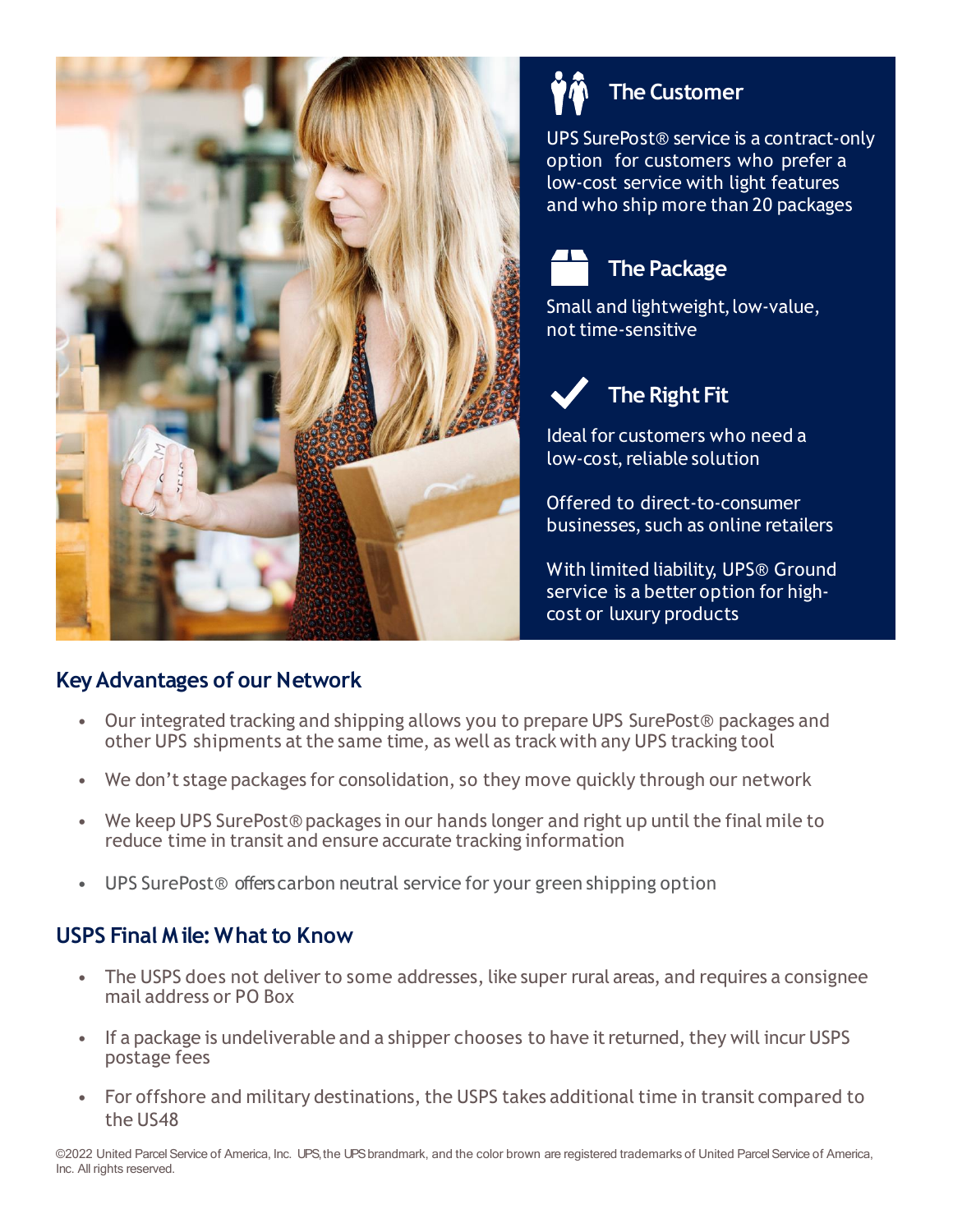## The Customer

UPS SurePost® service is a contract-only option for customers who prefer a low-cost service with light features and who ship more than 20 packages

## The Package

Small and lightweight, low-value, not time-sensitive

## The Right Fit

Ideal for customers who need a low-cost, reliable solution

Offered to direct-to-consumer businesses, such as online retailers

With limited liability, UPS® Ground service is a better option for high-cost or luxury products

## Key Advantages of our Network

- Our integrated tracking and shipping allows you to prepare UPS SurePost® packages and other UPS shipments at the same time, as well as track with any UPS tracking tool
- We don't stage packages for consolidation, so they move quickly through our network
- We keep UPS SurePost® packages in our hands longer and right up until the final mile to reduce time in transit and ensure accurate tracking information
- UPS SurePost® offers carbon neutral service for your green shipping option

## USPS Final Mile: What to Know

- The USPS does not deliver to some addresses, like super rural areas, and requires a consignee mail address or PO Box
- If a package is undeliverable and a shipper chooses to have it returned, they will incur USPS postage fees
- For offshore and military destinations, the USPS takes additional time in transit compared to the US48

©2022 United Parcel Service of America, Inc. UPS, the UPS brandmark, and the color brown are registered trademarks of United Parcel Service of America, Inc. All rights reserved.